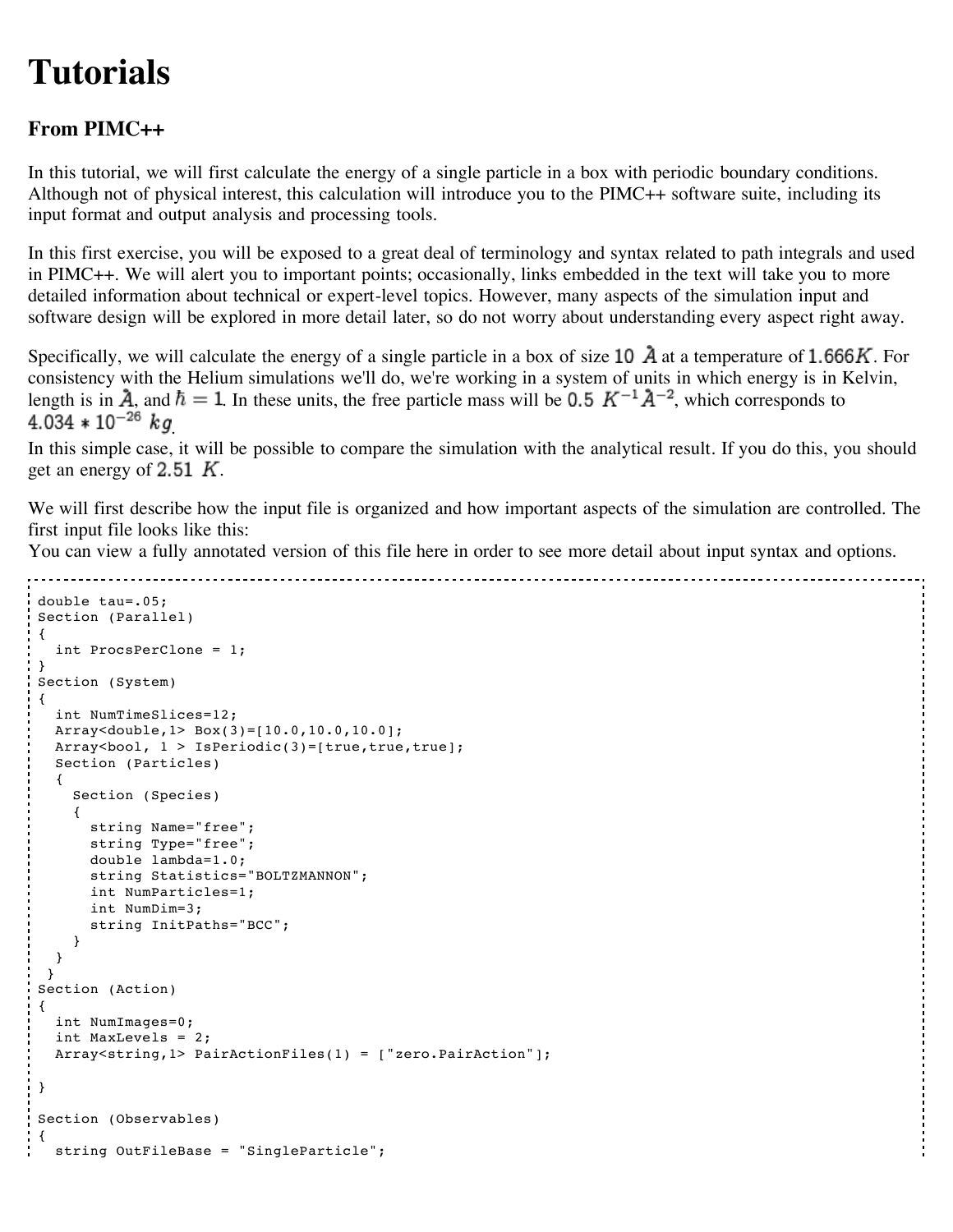# Tutorials

### From PIMC++

In this tutorial, we will first calculate the energy of a single particle in a box with periodic boundary conditions. Although not of physical interest, this calculation will introduce you to the PIMC++ software suite, including its input format and output analysis and processing tools.

In this first exercise, you will be exposed to a great deal of terminology and syntax related to path integrals and used in PIMC++. We will alert you to important points; occasionally, links embedded in the text will take you to more detailed information about technical or expert-level topics. However, many aspects of the simulation input and software design will be explored in more detail later, so do not worry about understanding every aspect right away.

Specifically, we will calculate the energy of a single particle in a box of size $10\ \AA$ at a temperature of $1.666K$. For consistency with the Helium simulations we'll do, we're working in a system of units in which energy is in Kelvin, length is in $\AA$, and $\hbar = 1$. In these units, the free particle mass will be $0.5\ K^{-1}\AA^{-2}$, which corresponds to $4.034 * 10^{-26}\ kg$.
In this simple case, it will be possible to compare the simulation with the analytical result. If you do this, you should get an energy of $2.51\ K$.

We will first describe how the input file is organized and how important aspects of the simulation are controlled. The first input file looks like this:
You can view a fully annotated version of this file here in order to see more detail about input syntax and options.

```
double tau=.05;
Section (Parallel)
{
  int ProcsPerClone = 1;
}
Section (System)
{
  int NumTimeSlices=12;
  Array<double,1> Box(3)=[10.0,10.0,10.0];
  Array<bool, 1 > IsPeriodic(3)=[true,true,true];
  Section (Particles)
  {
    Section (Species)
    {
      string Name="free";
      string Type="free";
      double lambda=1.0;
      string Statistics="BOLTZMANNON";
      int NumParticles=1;
      int NumDim=3;
      string InitPaths="BCC";
    }
  }
 }
Section (Action)
{
  int NumImages=0;
  int MaxLevels = 2;
  Array<string,1> PairActionFiles(1) = ["zero.PairAction"];

}

Section (Observables)
{
  string OutFileBase = "SingleParticle";
```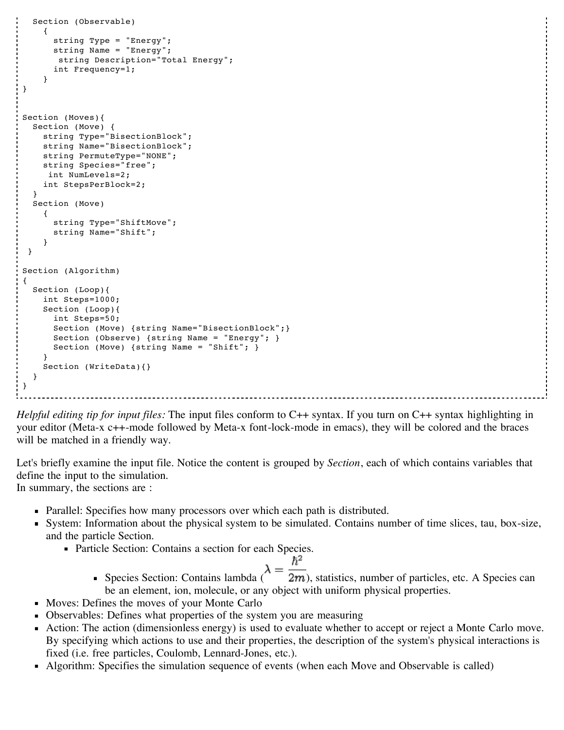```
  Section (Observable)
    {
      string Type = "Energy";
      string Name = "Energy";
       string Description="Total Energy";
      int Frequency=1;
    }
}


Section (Moves){
  Section (Move) {
    string Type="BisectionBlock";
    string Name="BisectionBlock";
    string PermuteType="NONE";
    string Species="free";
     int NumLevels=2;
    int StepsPerBlock=2;
  }
  Section (Move)
    {
      string Type="ShiftMove";
      string Name="Shift";
    }
 }

Section (Algorithm)
{
  Section (Loop){
    int Steps=1000;
    Section (Loop){
      int Steps=50;
      Section (Move) {string Name="BisectionBlock";}
      Section (Observe) {string Name = "Energy"; }
      Section (Move) {string Name = "Shift"; }
    }
    Section (WriteData){}
  }
}
```

*Helpful editing tip for input files:* The input files conform to C++ syntax. If you turn on C++ syntax highlighting in your editor (Meta-x c++-mode followed by Meta-x font-lock-mode in emacs), they will be colored and the braces will be matched in a friendly way.

Let's briefly examine the input file. Notice the content is grouped by *Section*, each of which contains variables that define the input to the simulation.
In summary, the sections are :

- Parallel: Specifies how many processors over which each path is distributed.
- System: Information about the physical system to be simulated. Contains number of time slices, tau, box-size, and the particle Section.
  - Particle Section: Contains a section for each Species.
    - Species Section: Contains lambda ($\lambda = \frac{\hbar^2}{2m}$), statistics, number of particles, etc. A Species can be an element, ion, molecule, or any object with uniform physical properties.
- Moves: Defines the moves of your Monte Carlo
- Observables: Defines what properties of the system you are measuring
- Action: The action (dimensionless energy) is used to evaluate whether to accept or reject a Monte Carlo move. By specifying which actions to use and their properties, the description of the system's physical interactions is fixed (i.e. free particles, Coulomb, Lennard-Jones, etc.).
- Algorithm: Specifies the simulation sequence of events (when each Move and Observable is called)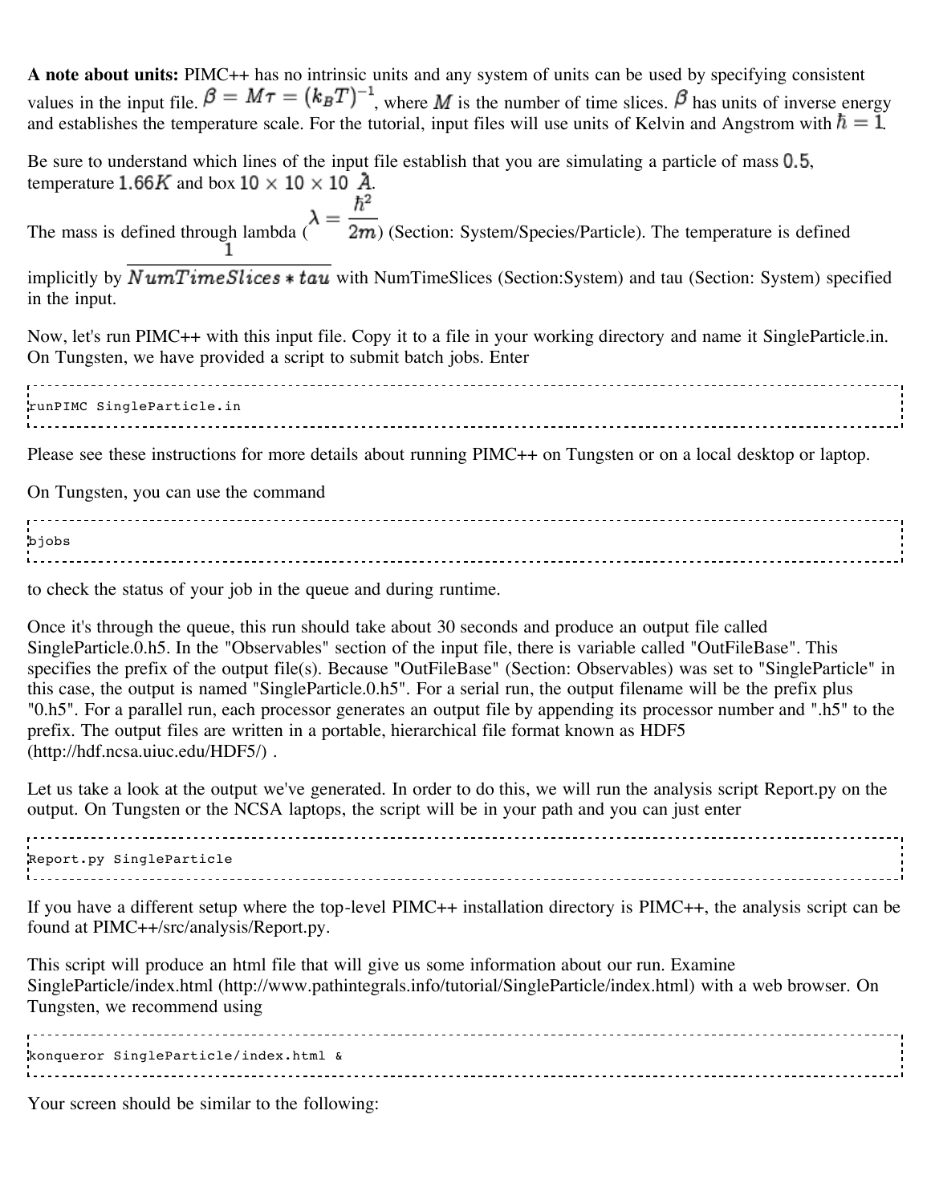**A note about units:** PIMC++ has no intrinsic units and any system of units can be used by specifying consistent values in the input file. $\beta = M\tau = (k_B T)^{-1}$, where $M$ is the number of time slices. $\beta$ has units of inverse energy and establishes the temperature scale. For the tutorial, input files will use units of Kelvin and Angstrom with $\hbar = 1$.

Be sure to understand which lines of the input file establish that you are simulating a particle of mass $0.5$, temperature $1.66K$ and box $10 \times 10 \times 10$ $\AA$.

The mass is defined through lambda ($\lambda = \frac{\hbar^2}{2m}$) (Section: System/Species/Particle). The temperature is defined implicitly by $\frac{1}{NumTimeSlices * tau}$ with NumTimeSlices (Section:System) and tau (Section: System) specified in the input.

Now, let's run PIMC++ with this input file. Copy it to a file in your working directory and name it SingleParticle.in. On Tungsten, we have provided a script to submit batch jobs. Enter

```
runPIMC SingleParticle.in
```

Please see these instructions for more details about running PIMC++ on Tungsten or on a local desktop or laptop.

On Tungsten, you can use the command

```
bjobs
```

to check the status of your job in the queue and during runtime.

Once it's through the queue, this run should take about 30 seconds and produce an output file called SingleParticle.0.h5. In the "Observables" section of the input file, there is variable called "OutFileBase". This specifies the prefix of the output file(s). Because "OutFileBase" (Section: Observables) was set to "SingleParticle" in this case, the output is named "SingleParticle.0.h5". For a serial run, the output filename will be the prefix plus "0.h5". For a parallel run, each processor generates an output file by appending its processor number and ".h5" to the prefix. The output files are written in a portable, hierarchical file format known as HDF5 (http://hdf.ncsa.uiuc.edu/HDF5/) .

Let us take a look at the output we've generated. In order to do this, we will run the analysis script Report.py on the output. On Tungsten or the NCSA laptops, the script will be in your path and you can just enter

```
Report.py SingleParticle
```

If you have a different setup where the top-level PIMC++ installation directory is PIMC++, the analysis script can be found at PIMC++/src/analysis/Report.py.

This script will produce an html file that will give us some information about our run. Examine SingleParticle/index.html (http://www.pathintegrals.info/tutorial/SingleParticle/index.html) with a web browser. On Tungsten, we recommend using

```
konqueror SingleParticle/index.html &
```

Your screen should be similar to the following: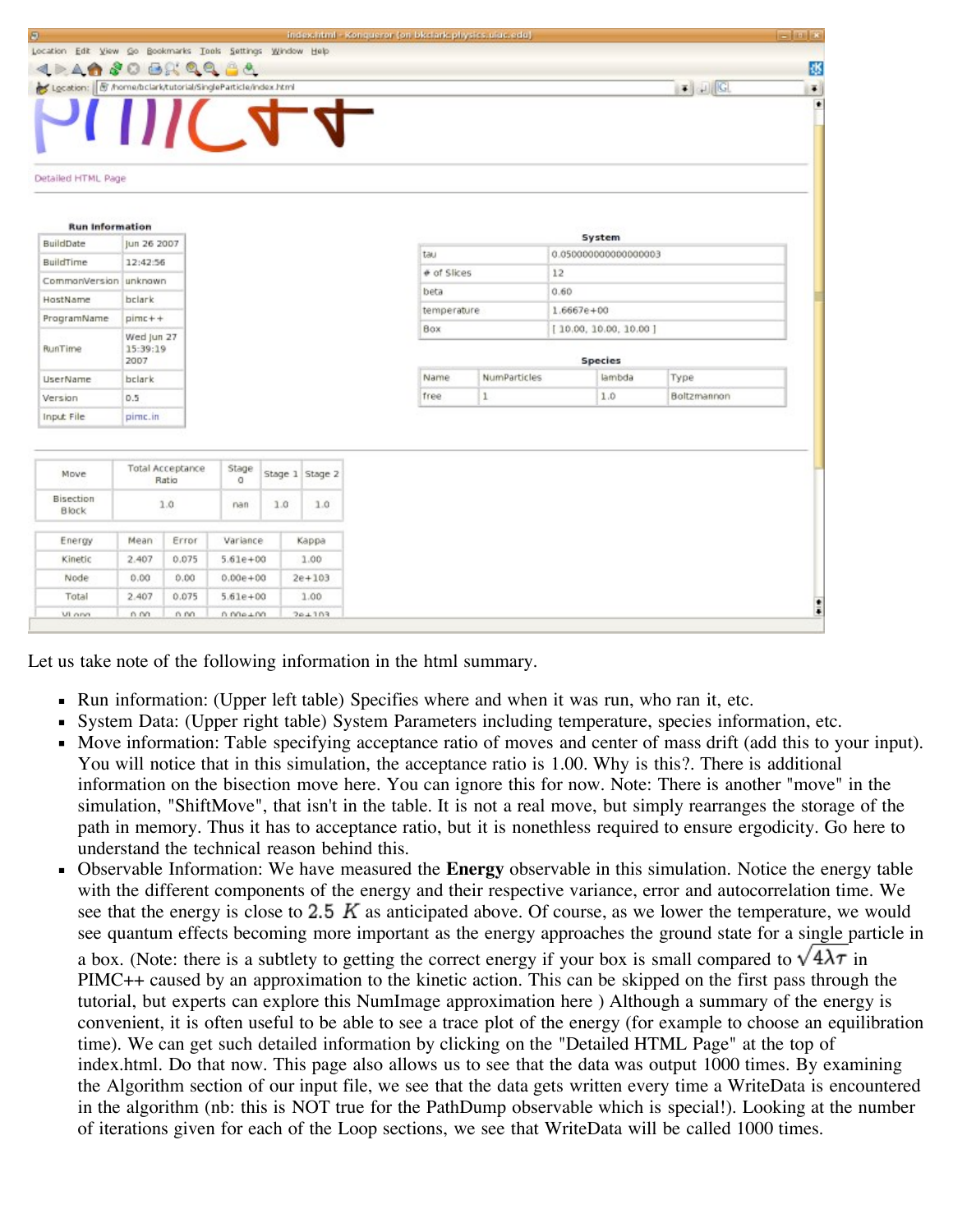Let us take note of the following information in the html summary.

- Run information: (Upper left table) Specifies where and when it was run, who ran it, etc.
- System Data: (Upper right table) System Parameters including temperature, species information, etc.
- Move information: Table specifying acceptance ratio of moves and center of mass drift (add this to your input). You will notice that in this simulation, the acceptance ratio is 1.00. Why is this?. There is additional information on the bisection move here. You can ignore this for now. Note: There is another "move" in the simulation, "ShiftMove", that isn't in the table. It is not a real move, but simply rearranges the storage of the path in memory. Thus it has to acceptance ratio, but it is nonethless required to ensure ergodicity. Go here to understand the technical reason behind this.
- Observable Information: We have measured the **Energy** observable in this simulation. Notice the energy table with the different components of the energy and their respective variance, error and autocorrelation time. We see that the energy is close to $2.5\ K$ as anticipated above. Of course, as we lower the temperature, we would see quantum effects becoming more important as the energy approaches the ground state for a single particle in a box. (Note: there is a subtlety to getting the correct energy if your box is small compared to $\sqrt{4\lambda\tau}$ in PIMC++ caused by an approximation to the kinetic action. This can be skipped on the first pass through the tutorial, but experts can explore this NumImage approximation here ) Although a summary of the energy is convenient, it is often useful to be able to see a trace plot of the energy (for example to choose an equilibration time). We can get such detailed information by clicking on the "Detailed HTML Page" at the top of index.html. Do that now. This page also allows us to see that the data was output 1000 times. By examining the Algorithm section of our input file, we see that the data gets written every time a WriteData is encountered in the algorithm (nb: this is NOT true for the PathDump observable which is special!). Looking at the number of iterations given for each of the Loop sections, we see that WriteData will be called 1000 times.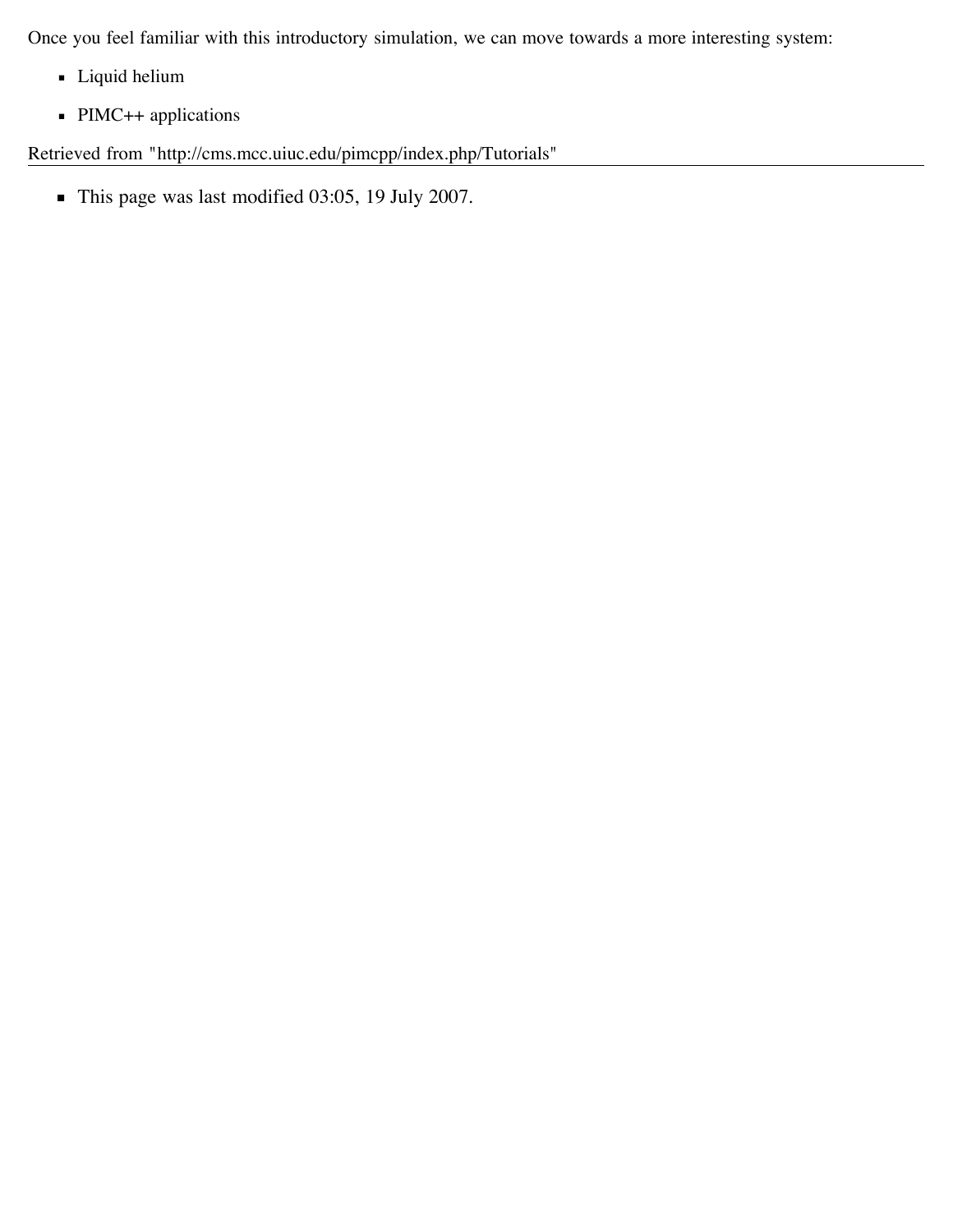Once you feel familiar with this introductory simulation, we can move towards a more interesting system:

- Liquid helium
- PIMC++ applications

Retrieved from "http://cms.mcc.uiuc.edu/pimcpp/index.php/Tutorials"

---

- This page was last modified 03:05, 19 July 2007.